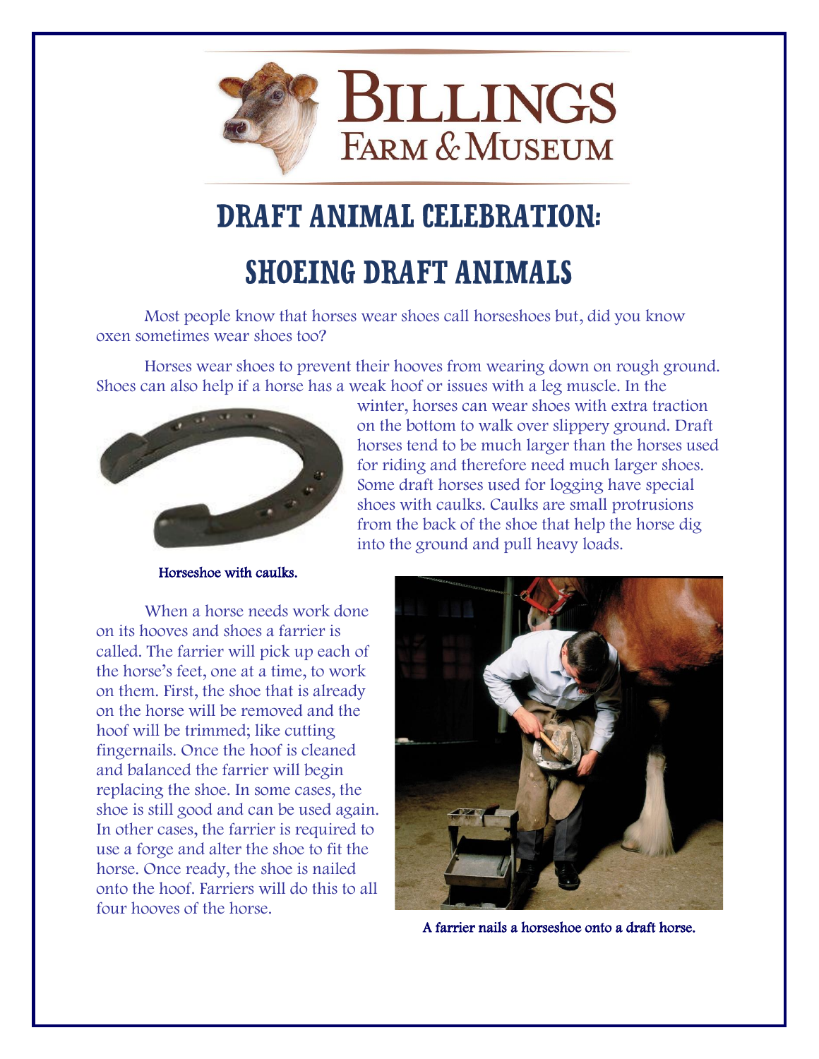# BILLINGS FARM & MUSEUM

## DRAFT ANIMAL CELEBRATION:

## SHOEING DRAFT ANIMALS

Most people know that horses wear shoes call horseshoes but, did you know oxen sometimes wear shoes too?

Horses wear shoes to prevent their hooves from wearing down on rough ground. Shoes can also help if a horse has a weak hoof or issues with a leg muscle. In the winter, horses can wear shoes with extra traction on the bottom to walk over slippery ground. Draft horses tend to be much larger than the horses used for riding and therefore need much larger shoes. Some draft horses used for logging have special shoes with caulks. Caulks are small protrusions from the back of the shoe that help the horse dig into the ground and pull heavy loads.

Horseshoe with caulks.

When a horse needs work done on its hooves and shoes a farrier is called. The farrier will pick up each of the horse's feet, one at a time, to work on them. First, the shoe that is already on the horse will be removed and the hoof will be trimmed; like cutting fingernails. Once the hoof is cleaned and balanced the farrier will begin replacing the shoe. In some cases, the shoe is still good and can be used again. In other cases, the farrier is required to use a forge and alter the shoe to fit the horse. Once ready, the shoe is nailed onto the hoof. Farriers will do this to all four hooves of the horse.

A farrier nails a horseshoe onto a draft horse.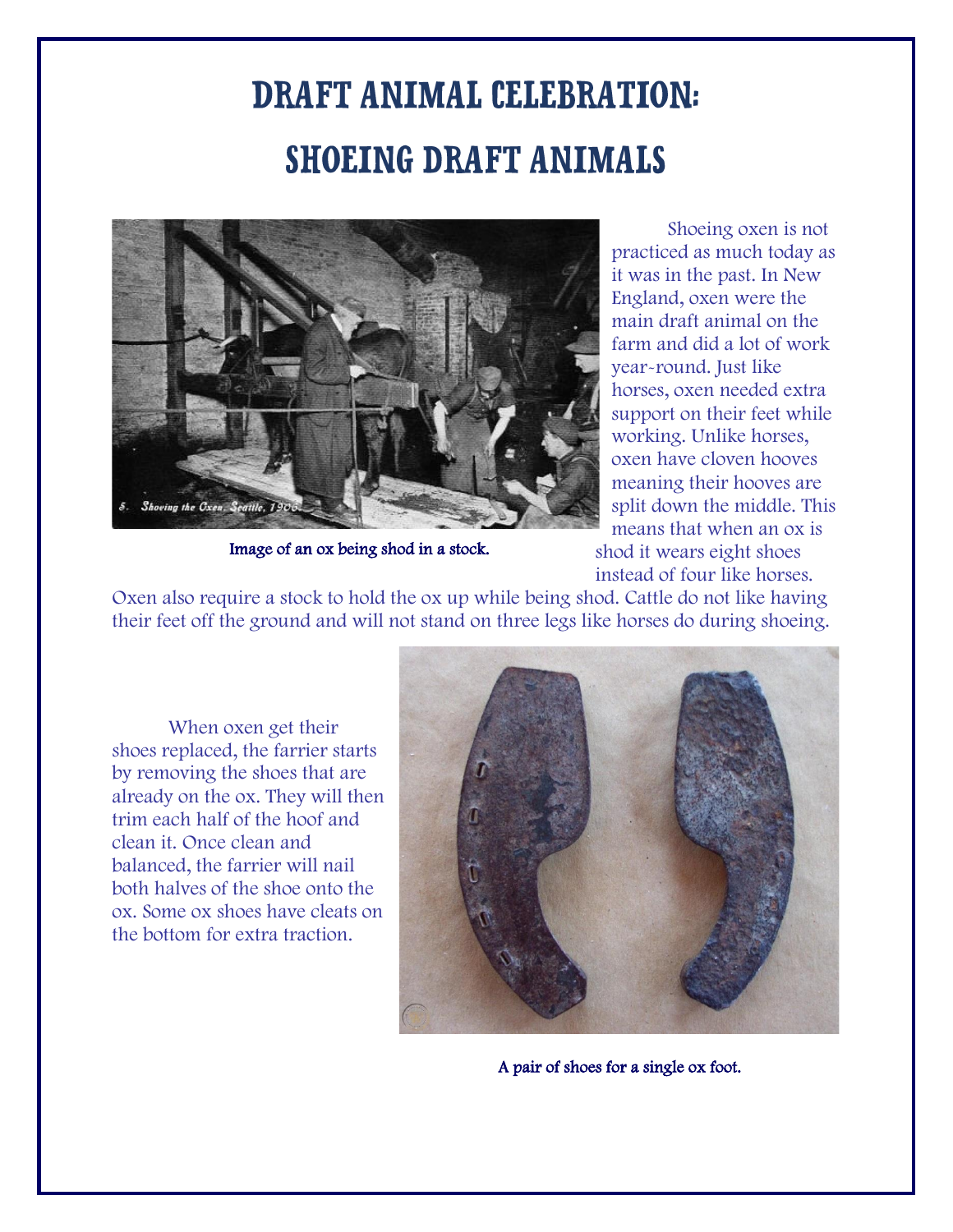# DRAFT ANIMAL CELEBRATION:

# SHOEING DRAFT ANIMALS

Image of an ox being shod in a stock.

Shoeing oxen is not practiced as much today as it was in the past. In New England, oxen were the main draft animal on the farm and did a lot of work year-round. Just like horses, oxen needed extra support on their feet while working. Unlike horses, oxen have cloven hooves meaning their hooves are split down the middle. This means that when an ox is shod it wears eight shoes instead of four like horses. Oxen also require a stock to hold the ox up while being shod. Cattle do not like having their feet off the ground and will not stand on three legs like horses do during shoeing.

When oxen get their shoes replaced, the farrier starts by removing the shoes that are already on the ox. They will then trim each half of the hoof and clean it. Once clean and balanced, the farrier will nail both halves of the shoe onto the ox. Some ox shoes have cleats on the bottom for extra traction.

A pair of shoes for a single ox foot.